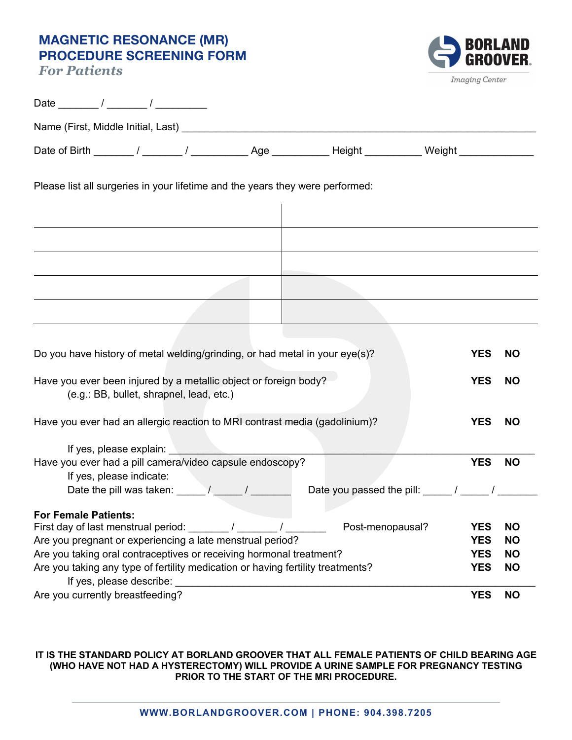# MAGNETIC RESONANCE (MR) PROCEDURE SCREENING FORM

*For Patients*

BORLAND GROOVER
Imaging Center

Date _______ / _______ / _________

Name (First, Middle Initial, Last) ____________________________________________

Date of Birth _______ / _______ / __________ Age __________ Height __________ Weight _____________

Please list all surgeries in your lifetime and the years they were performed:

| | |
|---|---|
| | |
| | |
| | |
| | |
| | |

Do you have history of metal welding/grinding, or had metal in your eye(s)? **YES** **NO**

Have you ever been injured by a metallic object or foreign body? **YES** **NO**
(e.g.: BB, bullet, shrapnel, lead, etc.)

Have you ever had an allergic reaction to MRI contrast media (gadolinium)? **YES** **NO**

If yes, please explain: ____________________________________________

Have you ever had a pill camera/video capsule endoscopy? **YES** **NO**

If yes, please indicate:

Date the pill was taken: _____ / _____ / _______ Date you passed the pill: _____ / _____ / _______

**For Female Patients:**

First day of last menstrual period: _______ / _______ / _______ Post-menopausal? **YES** **NO**

Are you pregnant or experiencing a late menstrual period? **YES** **NO**

Are you taking oral contraceptives or receiving hormonal treatment? **YES** **NO**

Are you taking any type of fertility medication or having fertility treatments? **YES** **NO**

If yes, please describe: ____________________________________________

Are you currently breastfeeding? **YES** **NO**

**IT IS THE STANDARD POLICY AT BORLAND GROOVER THAT ALL FEMALE PATIENTS OF CHILD BEARING AGE (WHO HAVE NOT HAD A HYSTERECTOMY) WILL PROVIDE A URINE SAMPLE FOR PREGNANCY TESTING PRIOR TO THE START OF THE MRI PROCEDURE.**

**WWW.BORLANDGROOVER.COM | PHONE: 904.398.7205**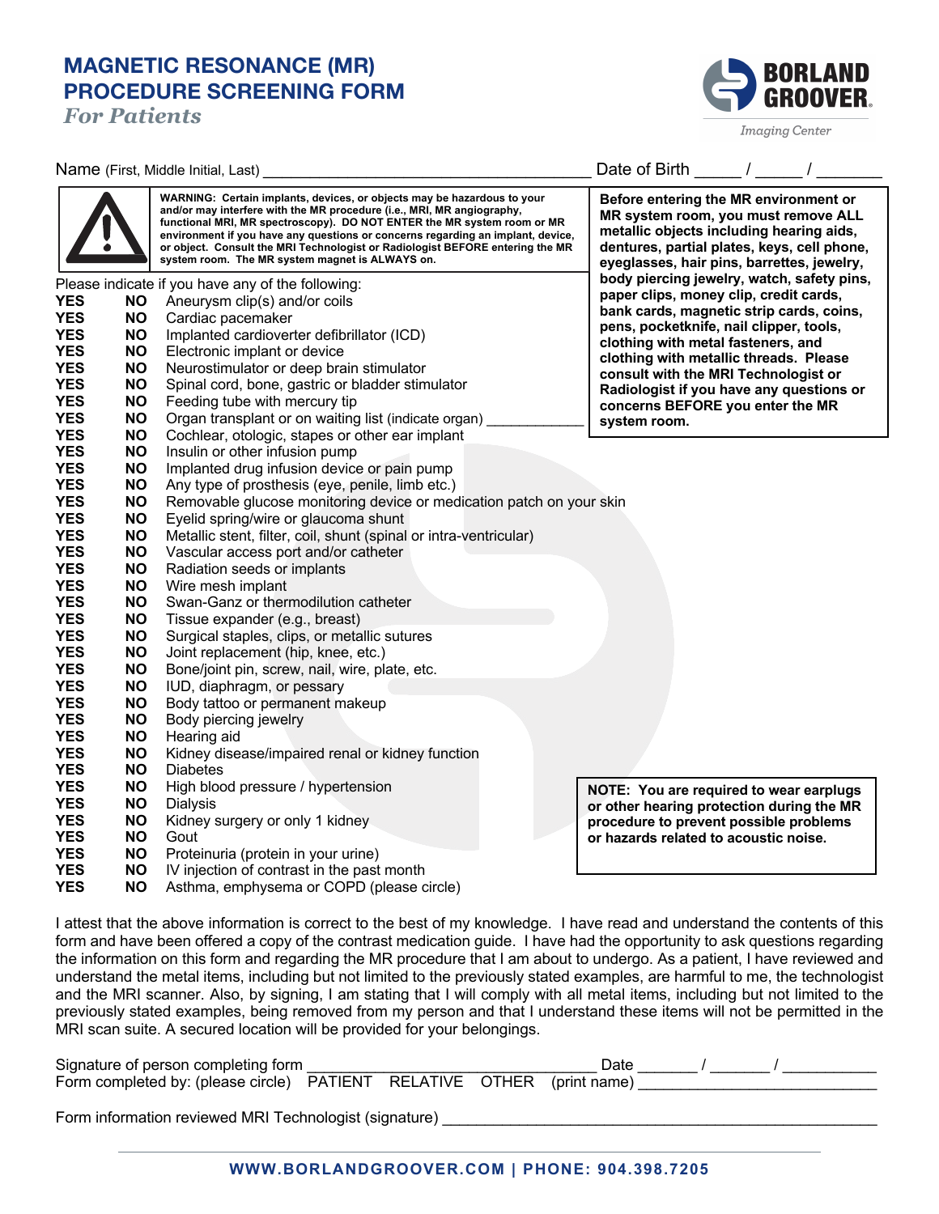# MAGNETIC RESONANCE (MR) PROCEDURE SCREENING FORM

*For Patients*

BORLAND GROOVER®
Imaging Center

Name (First, Middle Initial, Last) ______________________________________ Date of Birth _____ / _____ / _______

**WARNING: Certain implants, devices, or objects may be hazardous to your and/or may interfere with the MR procedure (i.e., MRI, MR angiography, functional MRI, MR spectroscopy). DO NOT ENTER the MR system room or MR environment if you have any questions or concerns regarding an implant, device, or object. Consult the MRI Technologist or Radiologist BEFORE entering the MR system room. The MR system magnet is ALWAYS on.**

**Before entering the MR environment or MR system room, you must remove ALL metallic objects including hearing aids, dentures, partial plates, keys, cell phone, eyeglasses, hair pins, barrettes, jewelry, body piercing jewelry, watch, safety pins, paper clips, money clip, credit cards, bank cards, magnetic strip cards, coins, pens, pocketknife, nail clipper, tools, clothing with metal fasteners, and clothing with metallic threads. Please consult with the MRI Technologist or Radiologist if you have any questions or concerns BEFORE you enter the MR system room.**

Please indicate if you have any of the following:

| | | |
|---|---|---|
| **YES** | **NO** | Aneurysm clip(s) and/or coils |
| **YES** | **NO** | Cardiac pacemaker |
| **YES** | **NO** | Implanted cardioverter defibrillator (ICD) |
| **YES** | **NO** | Electronic implant or device |
| **YES** | **NO** | Neurostimulator or deep brain stimulator |
| **YES** | **NO** | Spinal cord, bone, gastric or bladder stimulator |
| **YES** | **NO** | Feeding tube with mercury tip |
| **YES** | **NO** | Organ transplant or on waiting list (indicate organ) ____________ |
| **YES** | **NO** | Cochlear, otologic, stapes or other ear implant |
| **YES** | **NO** | Insulin or other infusion pump |
| **YES** | **NO** | Implanted drug infusion device or pain pump |
| **YES** | **NO** | Any type of prosthesis (eye, penile, limb etc.) |
| **YES** | **NO** | Removable glucose monitoring device or medication patch on your skin |
| **YES** | **NO** | Eyelid spring/wire or glaucoma shunt |
| **YES** | **NO** | Metallic stent, filter, coil, shunt (spinal or intra-ventricular) |
| **YES** | **NO** | Vascular access port and/or catheter |
| **YES** | **NO** | Radiation seeds or implants |
| **YES** | **NO** | Wire mesh implant |
| **YES** | **NO** | Swan-Ganz or thermodilution catheter |
| **YES** | **NO** | Tissue expander (e.g., breast) |
| **YES** | **NO** | Surgical staples, clips, or metallic sutures |
| **YES** | **NO** | Joint replacement (hip, knee, etc.) |
| **YES** | **NO** | Bone/joint pin, screw, nail, wire, plate, etc. |
| **YES** | **NO** | IUD, diaphragm, or pessary |
| **YES** | **NO** | Body tattoo or permanent makeup |
| **YES** | **NO** | Body piercing jewelry |
| **YES** | **NO** | Hearing aid |
| **YES** | **NO** | Kidney disease/impaired renal or kidney function |
| **YES** | **NO** | Diabetes |
| **YES** | **NO** | High blood pressure / hypertension |
| **YES** | **NO** | Dialysis |
| **YES** | **NO** | Kidney surgery or only 1 kidney |
| **YES** | **NO** | Gout |
| **YES** | **NO** | Proteinuria (protein in your urine) |
| **YES** | **NO** | IV injection of contrast in the past month |
| **YES** | **NO** | Asthma, emphysema or COPD (please circle) |

**NOTE: You are required to wear earplugs or other hearing protection during the MR procedure to prevent possible problems or hazards related to acoustic noise.**

I attest that the above information is correct to the best of my knowledge. I have read and understand the contents of this form and have been offered a copy of the contrast medication guide. I have had the opportunity to ask questions regarding the information on this form and regarding the MR procedure that I am about to undergo. As a patient, I have reviewed and understand the metal items, including but not limited to the previously stated examples, are harmful to me, the technologist and the MRI scanner. Also, by signing, I am stating that I will comply with all metal items, including but not limited to the previously stated examples, being removed from my person and that I understand these items will not be permitted in the MRI scan suite. A secured location will be provided for your belongings.

Signature of person completing form ________________________________ Date _______ / _______ / __________

Form completed by: (please circle) PATIENT RELATIVE OTHER (print name) ___________________________

Form information reviewed MRI Technologist (signature) __________________________________________________

**WWW.BORLANDGROOVER.COM | PHONE: 904.398.7205**